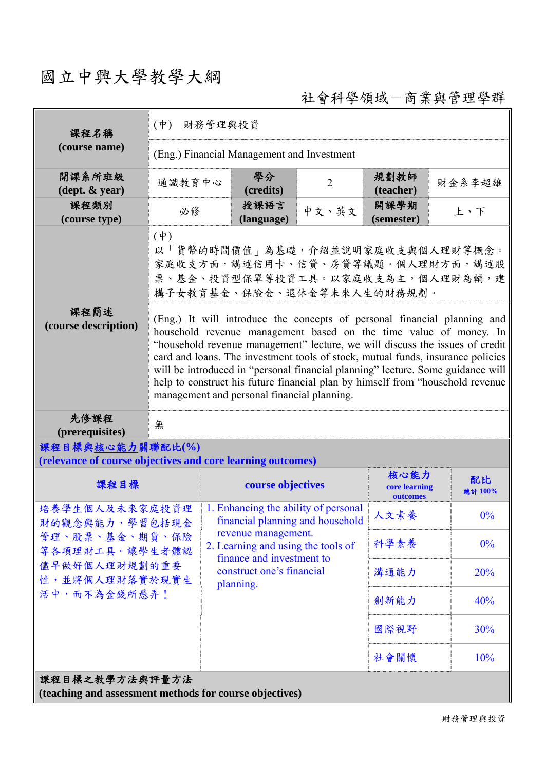# 國立中興大學教學大綱

社會科學領域－商業與管理學群

| 課程名稱 (course name) | (中) 財務管理與投資 | | | | |
|---|---|---|---|---|---|
| | (Eng.) Financial Management and Investment | | | | |
| 開課系所班級 (dept. & year) | 通識教育中心 | 學分 (credits) | 2 | 規劃教師 (teacher) | 財金系李超雄 |
| 課程類別 (course type) | 必修 | 授課語言 (language) | 中文、英文 | 開課學期 (semester) | 上、下 |
| 課程簡述 (course description) | (中) 以「貨幣的時間價值」為基礎，介紹並說明家庭收支與個人理財等概念。家庭收支方面，講述信用卡、信貸、房貸等議題。個人理財方面，講述股票、基金、投資型保單等投資工具。以家庭收支為主，個人理財為輔，建構子女教育基金、保險金、退休金等未來人生的財務規劃。 | | | | |
| | (Eng.) It will introduce the concepts of personal financial planning and household revenue management based on the time value of money. In "household revenue management" lecture, we will discuss the issues of credit card and loans. The investment tools of stock, mutual funds, insurance policies will be introduced in "personal financial planning" lecture. Some guidance will help to construct his future financial plan by himself from "household revenue management and personal financial planning. | | | | |
| 先修課程 (prerequisites) | 無 | | | | |

**課程目標與核心能力關聯配比(%)**
**(relevance of course objectives and core learning outcomes)**

| 課程目標 | course objectives | 核心能力 core learning outcomes | 配比 總計 100% |
|---|---|---|---|
| 培養學生個人及未來家庭投資理財的觀念與能力，學習包括現金管理、股票、基金、期貨、保險等各項理財工具。讓學生體認儘早做好個人理財規劃的重要性，並將個人理財落實於現實生活中，而不為金錢所愚弄！ | 1. Enhancing the ability of personal financial planning and household revenue management.<br>2. Learning and using the tools of finance and investment to construct one's financial planning. | 人文素養 | 0% |
| | | 科學素養 | 0% |
| | | 溝通能力 | 20% |
| | | 創新能力 | 40% |
| | | 國際視野 | 30% |
| | | 社會關懷 | 10% |

**課程目標之教學方法與評量方法**
**(teaching and assessment methods for course objectives)**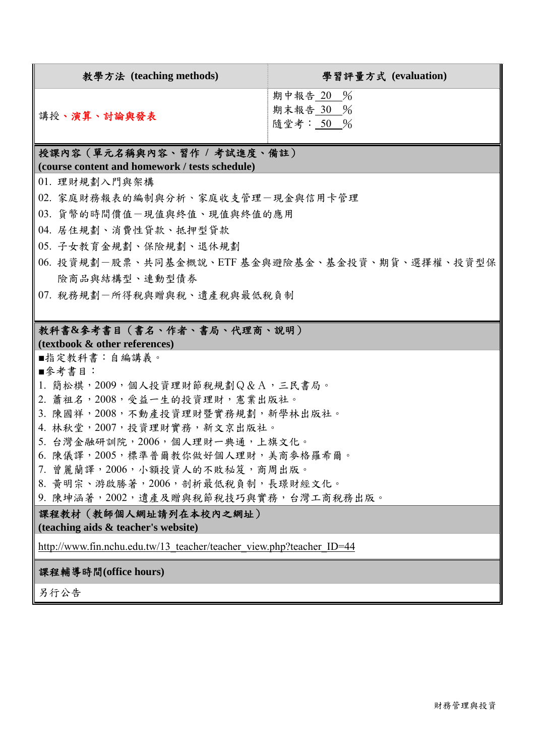| 教學方法 (teaching methods) | 學習評量方式 (evaluation) |
|---|---|
| 講授、演算、討論與發表 | 期中報告 20 %<br>期末報告 30 %<br>隨堂考： 50 % |

**授課內容（單元名稱與內容、習作 / 考試進度、備註）**
**(course content and homework / tests schedule)**

01. 理財規劃入門與架構
02. 家庭財務報表的編制與分析、家庭收支管理－現金與信用卡管理
03. 貨幣的時間價值－現值與終值、現值與終值的應用
04. 居住規劃、消費性貸款、抵押型貸款
05. 子女教育金規劃、保險規劃、退休規劃
06. 投資規劃－股票、共同基金概說、ETF 基金與避險基金、基金投資、期貨、選擇權、投資型保險商品與結構型、連動型債券
07. 稅務規劃－所得稅與贈與稅、遺產稅與最低稅負制

**教科書&參考書目（書名、作者、書局、代理商、說明）**
**(textbook & other references)**

■指定教科書：自編講義。
■參考書目：

1. 簡松棋，2009，個人投資理財節稅規劃Q & A，三民書局。
2. 蕭祖名，2008，受益一生的投資理財，憲業出版社。
3. 陳國祥，2008，不動產投資理財暨實務規劃，新學林出版社。
4. 林秋堂，2007，投資理財實務，新文京出版社。
5. 台灣金融研訓院，2006，個人理財一典通，上旗文化。
6. 陳儀譯，2005，標準普爾教你做好個人理財，美商麥格羅希爾。
7. 曾麗蘭譯，2006，小額投資人的不敗秘笈，商周出版。
8. 黃明宗、游啟勝著，2006，剖析最低稅負制，長璟財經文化。
9. 陳坤涵著，2002，遺產及贈與稅節稅技巧與實務，台灣工商稅務出版。

**課程教材（教師個人網址請列在本校內之網址）**
**(teaching aids & teacher's website)**

http://www.fin.nchu.edu.tw/13_teacher/teacher_view.php?teacher_ID=44

**課程輔導時間(office hours)**

另行公告